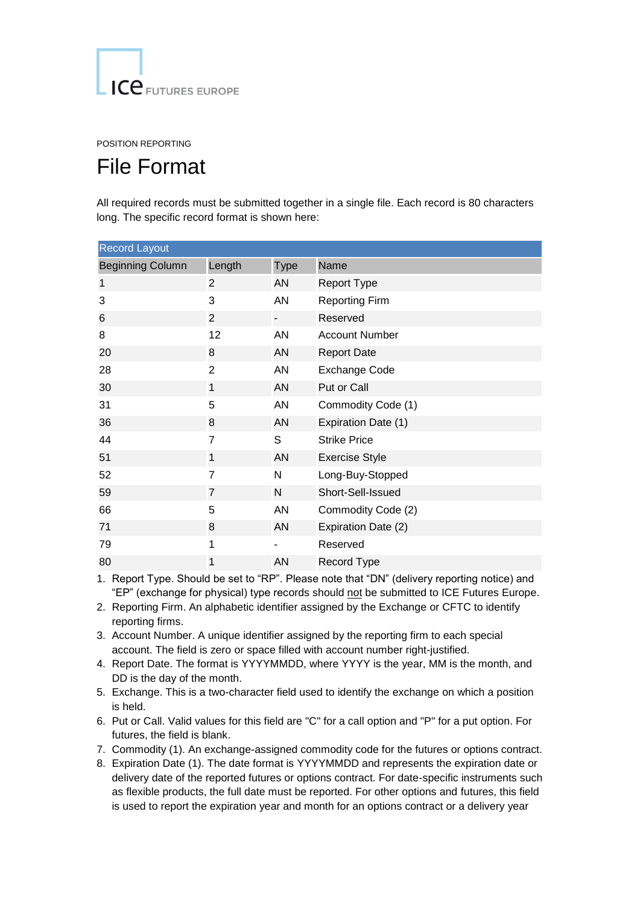ICE FUTURES EUROPE

POSITION REPORTING

# File Format

All required records must be submitted together in a single file. Each record is 80 characters long. The specific record format is shown here:

| Record Layout | | | |
|---|---|---|---|
| Beginning Column | Length | Type | Name |
| 1 | 2 | AN | Report Type |
| 3 | 3 | AN | Reporting Firm |
| 6 | 2 | - | Reserved |
| 8 | 12 | AN | Account Number |
| 20 | 8 | AN | Report Date |
| 28 | 2 | AN | Exchange Code |
| 30 | 1 | AN | Put or Call |
| 31 | 5 | AN | Commodity Code (1) |
| 36 | 8 | AN | Expiration Date (1) |
| 44 | 7 | S | Strike Price |
| 51 | 1 | AN | Exercise Style |
| 52 | 7 | N | Long-Buy-Stopped |
| 59 | 7 | N | Short-Sell-Issued |
| 66 | 5 | AN | Commodity Code (2) |
| 71 | 8 | AN | Expiration Date (2) |
| 79 | 1 | - | Reserved |
| 80 | 1 | AN | Record Type |

1. Report Type. Should be set to “RP”. Please note that “DN” (delivery reporting notice) and “EP” (exchange for physical) type records should not be submitted to ICE Futures Europe.
2. Reporting Firm. An alphabetic identifier assigned by the Exchange or CFTC to identify reporting firms.
3. Account Number. A unique identifier assigned by the reporting firm to each special account. The field is zero or space filled with account number right-justified.
4. Report Date. The format is YYYYMMDD, where YYYY is the year, MM is the month, and DD is the day of the month.
5. Exchange. This is a two-character field used to identify the exchange on which a position is held.
6. Put or Call. Valid values for this field are "C" for a call option and "P" for a put option. For futures, the field is blank.
7. Commodity (1). An exchange-assigned commodity code for the futures or options contract.
8. Expiration Date (1). The date format is YYYYMMDD and represents the expiration date or delivery date of the reported futures or options contract. For date-specific instruments such as flexible products, the full date must be reported. For other options and futures, this field is used to report the expiration year and month for an options contract or a delivery year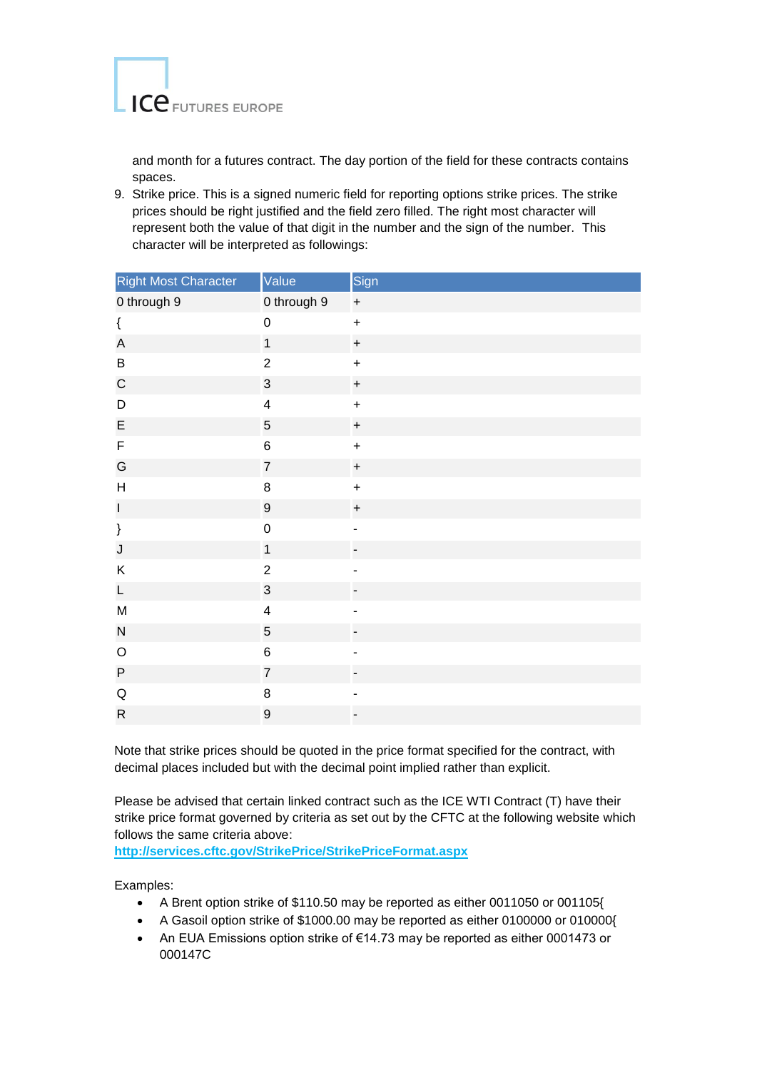and month for a futures contract. The day portion of the field for these contracts contains spaces.

9. Strike price. This is a signed numeric field for reporting options strike prices. The strike prices should be right justified and the field zero filled. The right most character will represent both the value of that digit in the number and the sign of the number.  This character will be interpreted as followings:

| Right Most Character | Value | Sign |
|---|---|---|
| 0 through 9 | 0 through 9 | + |
| { | 0 | + |
| A | 1 | + |
| B | 2 | + |
| C | 3 | + |
| D | 4 | + |
| E | 5 | + |
| F | 6 | + |
| G | 7 | + |
| H | 8 | + |
| I | 9 | + |
| } | 0 | - |
| J | 1 | - |
| K | 2 | - |
| L | 3 | - |
| M | 4 | - |
| N | 5 | - |
| O | 6 | - |
| P | 7 | - |
| Q | 8 | - |
| R | 9 | - |

Note that strike prices should be quoted in the price format specified for the contract, with decimal places included but with the decimal point implied rather than explicit.

Please be advised that certain linked contract such as the ICE WTI Contract (T) have their strike price format governed by criteria as set out by the CFTC at the following website which follows the same criteria above:
**http://services.cftc.gov/StrikePrice/StrikePriceFormat.aspx**

Examples:

- A Brent option strike of $110.50 may be reported as either 0011050 or 001105{
- A Gasoil option strike of $1000.00 may be reported as either 0100000 or 010000{
- An EUA Emissions option strike of €14.73 may be reported as either 0001473 or 000147C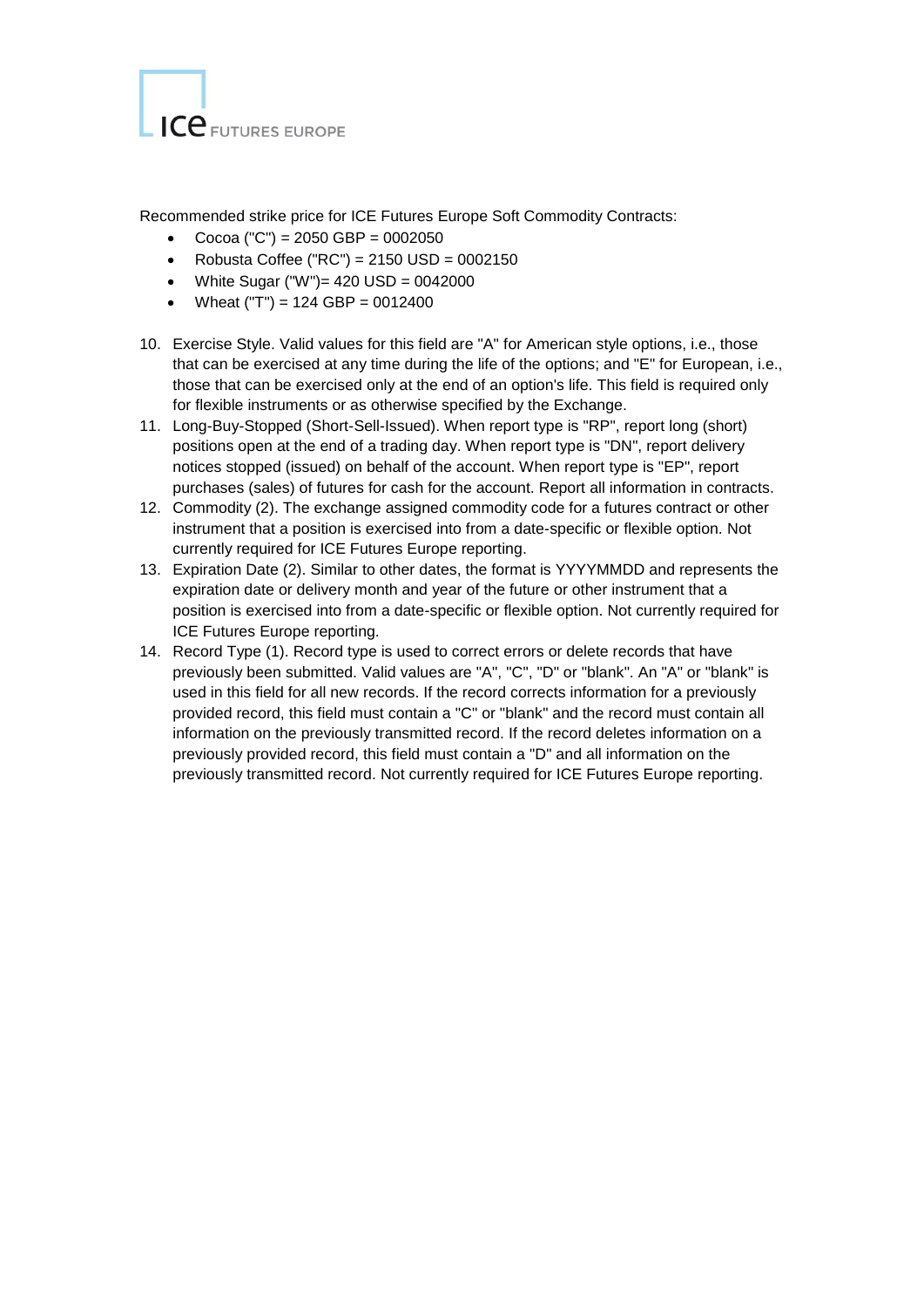Recommended strike price for ICE Futures Europe Soft Commodity Contracts:

- Cocoa ("C") = 2050 GBP = 0002050
- Robusta Coffee ("RC") = 2150 USD = 0002150
- White Sugar ("W")= 420 USD = 0042000
- Wheat ("T") = 124 GBP = 0012400

10. Exercise Style. Valid values for this field are "A" for American style options, i.e., those that can be exercised at any time during the life of the options; and "E" for European, i.e., those that can be exercised only at the end of an option's life. This field is required only for flexible instruments or as otherwise specified by the Exchange.
11. Long-Buy-Stopped (Short-Sell-Issued). When report type is "RP", report long (short) positions open at the end of a trading day. When report type is "DN", report delivery notices stopped (issued) on behalf of the account. When report type is "EP", report purchases (sales) of futures for cash for the account. Report all information in contracts.
12. Commodity (2). The exchange assigned commodity code for a futures contract or other instrument that a position is exercised into from a date-specific or flexible option. Not currently required for ICE Futures Europe reporting.
13. Expiration Date (2). Similar to other dates, the format is YYYYMMDD and represents the expiration date or delivery month and year of the future or other instrument that a position is exercised into from a date-specific or flexible option. Not currently required for ICE Futures Europe reporting.
14. Record Type (1). Record type is used to correct errors or delete records that have previously been submitted. Valid values are "A", "C", "D" or "blank". An "A" or "blank" is used in this field for all new records. If the record corrects information for a previously provided record, this field must contain a "C" or "blank" and the record must contain all information on the previously transmitted record. If the record deletes information on a previously provided record, this field must contain a "D" and all information on the previously transmitted record. Not currently required for ICE Futures Europe reporting.